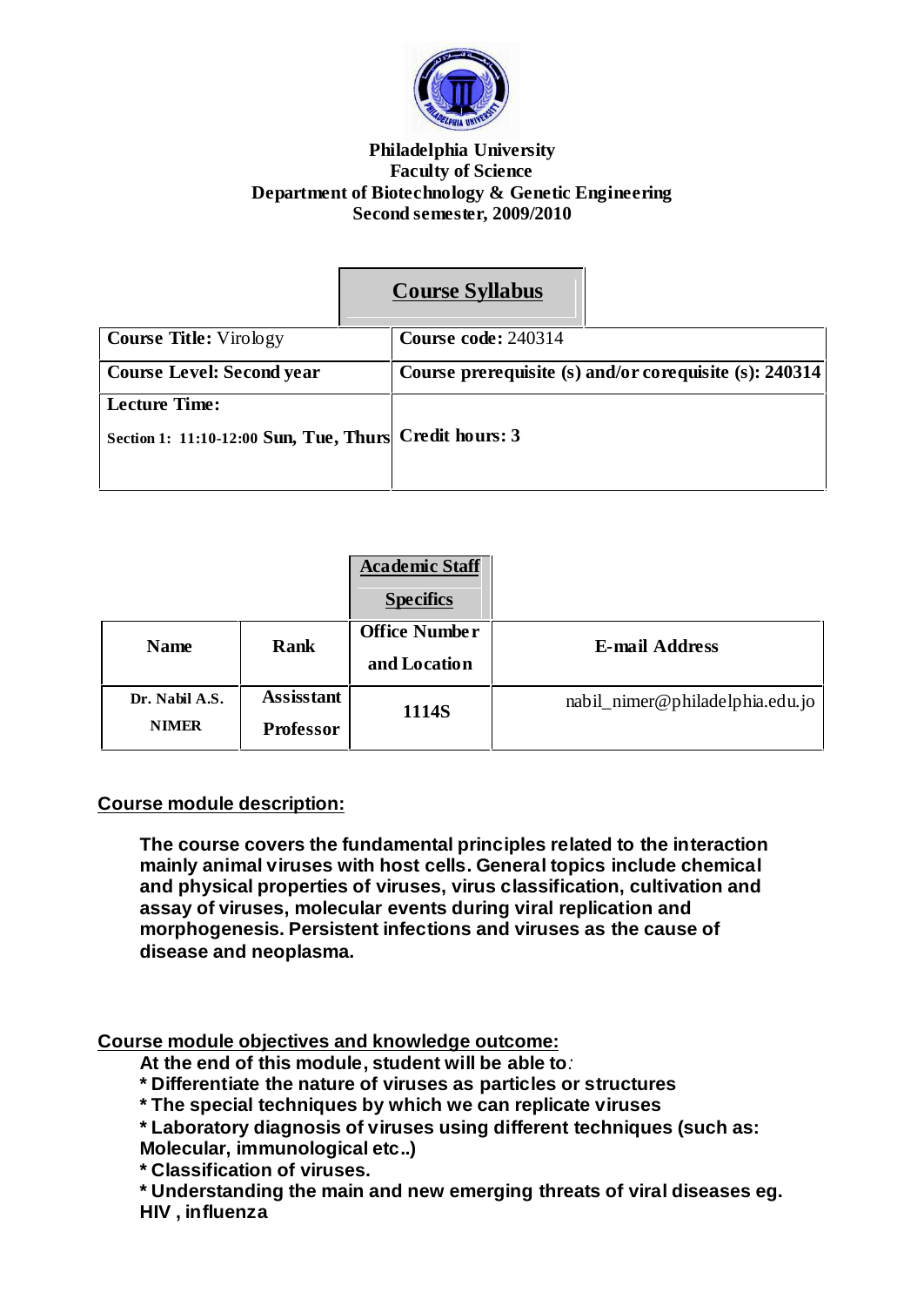**Philadelphia University**
**Faculty of Science**
**Department of Biotechnology & Genetic Engineering**
**Second semester, 2009/2010**

## Course Syllabus

| **Course Title:** Virology | **Course code:** 240314 |
|---|---|
| **Course Level: Second year** | **Course prerequisite (s) and/or corequisite (s): 240314** |
| **Lecture Time:** Section 1: 11:10-12:00 Sun, Tue, Thurs | **Credit hours: 3** |

## Academic Staff Specifics

| Name | Rank | Office Number and Location | E-mail Address |
|---|---|---|---|
| Dr. Nabil A.S. NIMER | Assisstant Professor | 1114S | nabil_nimer@philadelphia.edu.jo |

### Course module description:

**The course covers the fundamental principles related to the interaction mainly animal viruses with host cells. General topics include chemical and physical properties of viruses, virus classification, cultivation and assay of viruses, molecular events during viral replication and morphogenesis. Persistent infections and viruses as the cause of disease and neoplasma.**

### Course module objectives and knowledge outcome:

**At the end of this module, student will be able to:**

**\* Differentiate the nature of viruses as particles or structures**
**\* The special techniques by which we can replicate viruses**
**\* Laboratory diagnosis of viruses using different techniques (such as: Molecular, immunological etc..)**
**\* Classification of viruses.**
**\* Understanding the main and new emerging threats of viral diseases eg. HIV , influenza**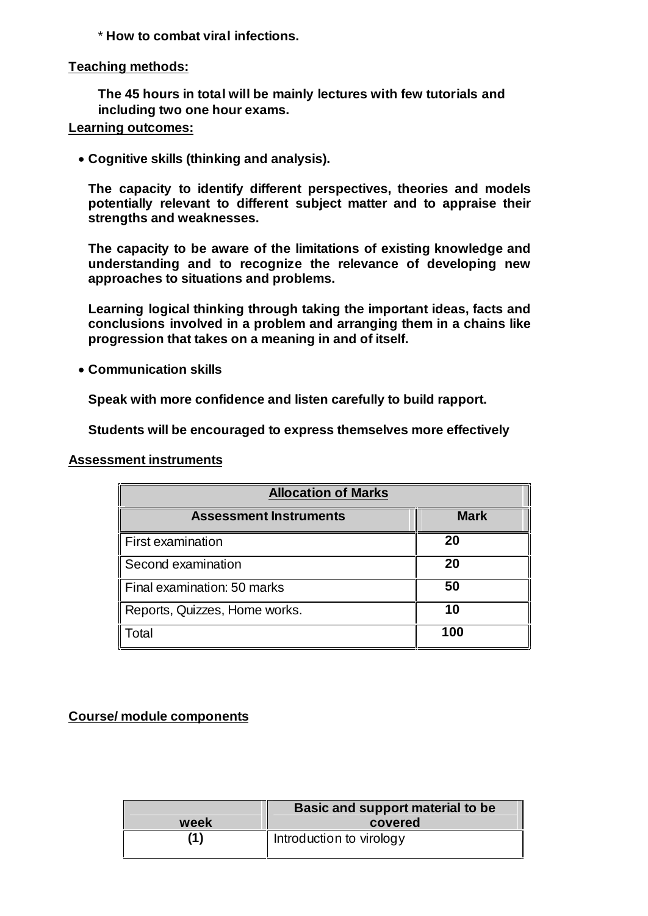* **How to combat viral infections.**

**Teaching methods:**

**The 45 hours in total will be mainly lectures with few tutorials and including two one hour exams.**

**Learning outcomes:**

- **Cognitive skills (thinking and analysis).**

**The capacity to identify different perspectives, theories and models potentially relevant to different subject matter and to appraise their strengths and weaknesses.**

**The capacity to be aware of the limitations of existing knowledge and understanding and to recognize the relevance of developing new approaches to situations and problems.**

**Learning logical thinking through taking the important ideas, facts and conclusions involved in a problem and arranging them in a chains like progression that takes on a meaning in and of itself.**

- **Communication skills**

**Speak with more confidence and listen carefully to build rapport.**

**Students will be encouraged to express themselves more effectively**

**Assessment instruments**

| **Allocation of Marks** | |
|---|---|
| **Assessment Instruments** | **Mark** |
| First examination | **20** |
| Second examination | **20** |
| Final examination: 50 marks | **50** |
| Reports, Quizzes, Home works. | **10** |
| Total | **100** |

**Course/ module components**

| week | Basic and support material to be covered |
|---|---|
| **(1)** | Introduction to virology |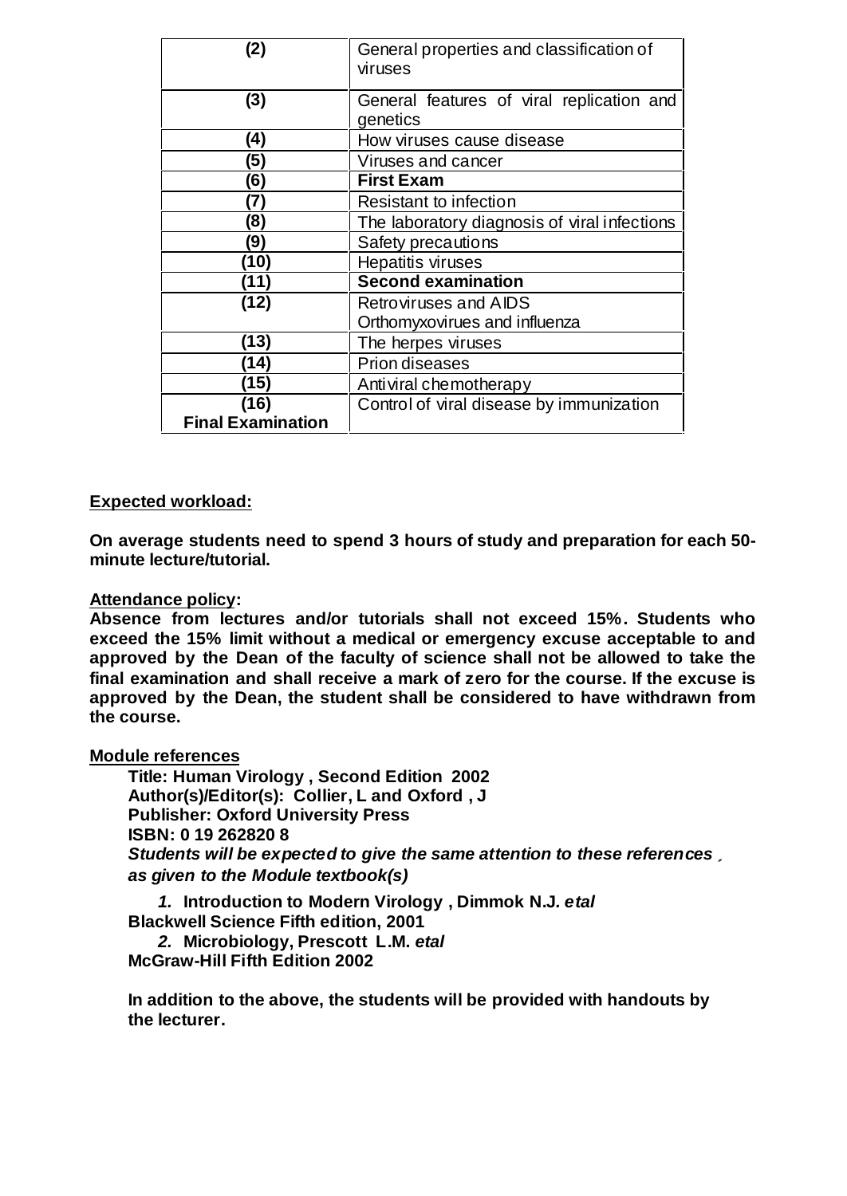| | |
|---|---|
| **(2)** | General properties and classification of viruses |
| **(3)** | General features of viral replication and genetics |
| **(4)** | How viruses cause disease |
| **(5)** | Viruses and cancer |
| **(6)** | **First Exam** |
| **(7)** | Resistant to infection |
| **(8)** | The laboratory diagnosis of viral infections |
| **(9)** | Safety precautions |
| **(10)** | Hepatitis viruses |
| **(11)** | **Second examination** |
| **(12)** | Retroviruses and AIDS<br>Orthomyxovirues and influenza |
| **(13)** | The herpes viruses |
| **(14)** | Prion diseases |
| **(15)** | Antiviral chemotherapy |
| **(16)**<br>**Final Examination** | Control of viral disease by immunization |

**<u>Expected workload:</u>**

**On average students need to spend 3 hours of study and preparation for each 50-minute lecture/tutorial.**

**<u>Attendance policy</u>:**

**Absence from lectures and/or tutorials shall not exceed 15%. Students who exceed the 15% limit without a medical or emergency excuse acceptable to and approved by the Dean of the faculty of science shall not be allowed to take the final examination and shall receive a mark of zero for the course. If the excuse is approved by the Dean, the student shall be considered to have withdrawn from the course.**

**<u>Module references</u>**

**Title: Human Virology , Second Edition 2002**
**Author(s)/Editor(s): Collier, L and Oxford , J**
**Publisher: Oxford University Press**
**ISBN: 0 19 262820 8**
***Students will be expected to give the same attention to these references ¸ as given to the Module textbook(s)***

1. **Introduction to Modern Virology , Dimmok N.J. *etal***
**Blackwell Science Fifth edition, 2001**
2. **Microbiology, Prescott L.M. *etal***
**McGraw-Hill Fifth Edition 2002**

**In addition to the above, the students will be provided with handouts by the lecturer.**